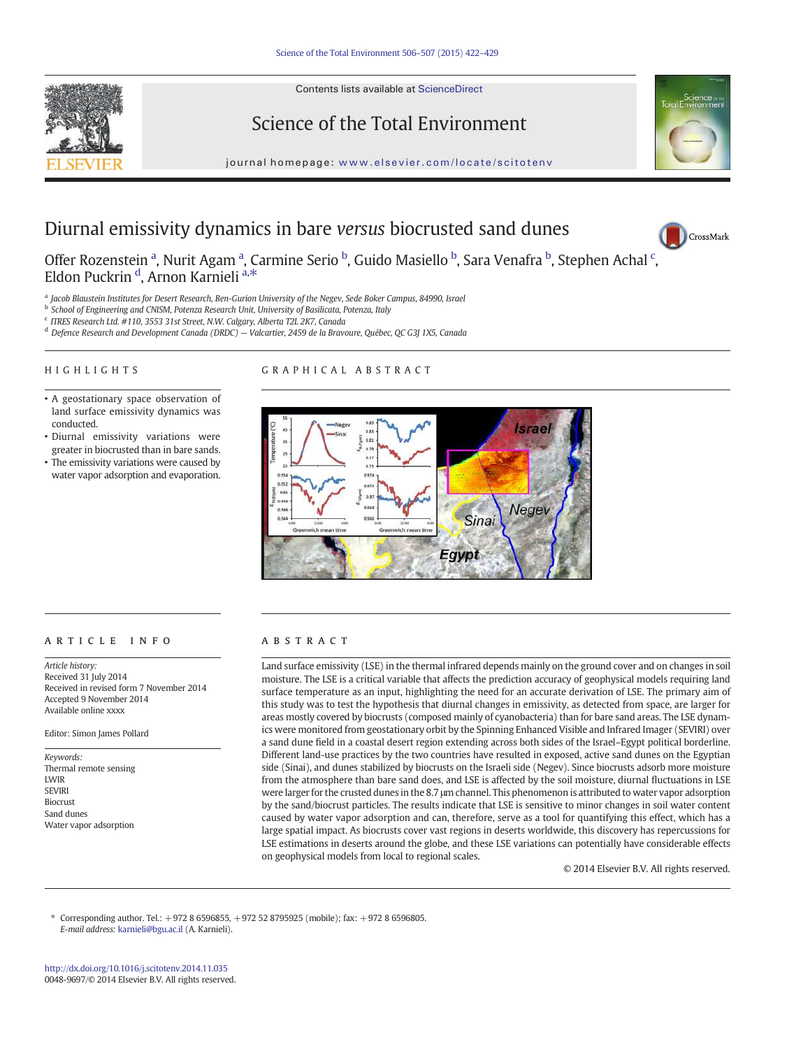# Diurnal emissivity dynamics in bare *versus* biocrusted sand dunes

Offer Rozenstein [a], Nurit Agam [a], Carmine Serio [b], Guido Masiello [b], Sara Venafra [b], Stephen Achal [c], Eldon Puckrin [d], Arnon Karnieli [a,*]

[a] Jacob Blaustein Institutes for Desert Research, Ben-Gurion University of the Negev, Sede Boker Campus, 84990, Israel
[b] School of Engineering and CNISM, Potenza Research Unit, University of Basilicata, Potenza, Italy
[c] ITRES Research Ltd. #110, 3553 31st Street, N.W. Calgary, Alberta T2L 2K7, Canada
[d] Defence Research and Development Canada (DRDC) — Valcartier, 2459 de la Bravoure, Québec, QC G3J 1X5, Canada

## HIGHLIGHTS

- A geostationary space observation of land surface emissivity dynamics was conducted.
- Diurnal emissivity variations were greater in biocrusted than in bare sands.
- The emissivity variations were caused by water vapor adsorption and evaporation.

## GRAPHICAL ABSTRACT

## ARTICLE INFO

*Article history:*
Received 31 July 2014
Received in revised form 7 November 2014
Accepted 9 November 2014
Available online xxxx

Editor: Simon James Pollard

*Keywords:*
Thermal remote sensing
LWIR
SEVIRI
Biocrust
Sand dunes
Water vapor adsorption

## ABSTRACT

Land surface emissivity (LSE) in the thermal infrared depends mainly on the ground cover and on changes in soil moisture. The LSE is a critical variable that affects the prediction accuracy of geophysical models requiring land surface temperature as an input, highlighting the need for an accurate derivation of LSE. The primary aim of this study was to test the hypothesis that diurnal changes in emissivity, as detected from space, are larger for areas mostly covered by biocrusts (composed mainly of cyanobacteria) than for bare sand areas. The LSE dynamics were monitored from geostationary orbit by the Spinning Enhanced Visible and Infrared Imager (SEVIRI) over a sand dune field in a coastal desert region extending across both sides of the Israel–Egypt political borderline. Different land-use practices by the two countries have resulted in exposed, active sand dunes on the Egyptian side (Sinai), and dunes stabilized by biocrusts on the Israeli side (Negev). Since biocrusts adsorb more moisture from the atmosphere than bare sand does, and LSE is affected by the soil moisture, diurnal fluctuations in LSE were larger for the crusted dunes in the 8.7 μm channel. This phenomenon is attributed to water vapor adsorption by the sand/biocrust particles. The results indicate that LSE is sensitive to minor changes in soil water content caused by water vapor adsorption and can, therefore, serve as a tool for quantifying this effect, which has a large spatial impact. As biocrusts cover vast regions in deserts worldwide, this discovery has repercussions for LSE estimations in deserts around the globe, and these LSE variations can potentially have considerable effects on geophysical models from local to regional scales.

© 2014 Elsevier B.V. All rights reserved.

\* Corresponding author. Tel.: +972 8 6596855, +972 52 8795925 (mobile); fax: +972 8 6596805.
*E-mail address:* karnieli@bgu.ac.il (A. Karnieli).

http://dx.doi.org/10.1016/j.scitotenv.2014.11.035
0048-9697/© 2014 Elsevier B.V. All rights reserved.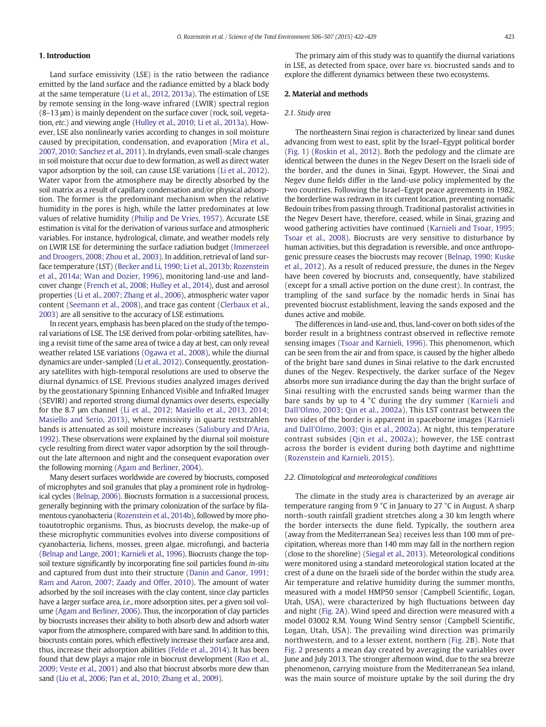## 1. Introduction

Land surface emissivity (LSE) is the ratio between the radiance emitted by the land surface and the radiance emitted by a black body at the same temperature (Li et al., 2012, 2013a). The estimation of LSE by remote sensing in the long-wave infrared (LWIR) spectral region (8–13 μm) is mainly dependent on the surface cover (rock, soil, vegetation, *etc.*) and viewing angle (Hulley et al., 2010; Li et al., 2013a). However, LSE also nonlinearly varies according to changes in soil moisture caused by precipitation, condensation, and evaporation (Mira et al., 2007, 2010; Sanchez et al., 2011). In drylands, even small-scale changes in soil moisture that occur due to dew formation, as well as direct water vapor adsorption by the soil, can cause LSE variations (Li et al., 2012). Water vapor from the atmosphere may be directly absorbed by the soil matrix as a result of capillary condensation and/or physical adsorption. The former is the predominant mechanism when the relative humidity in the pores is high, while the latter predominates at low values of relative humidity (Philip and De Vries, 1957). Accurate LSE estimation is vital for the derivation of various surface and atmospheric variables. For instance, hydrological, climate, and weather models rely on LWIR LSE for determining the surface radiation budget (Immerzeel and Droogers, 2008; Zhou et al., 2003). In addition, retrieval of land surface temperature (LST) (Becker and Li, 1990; Li et al., 2013b; Rozenstein et al., 2014a; Wan and Dozier, 1996), monitoring land-use and land-cover change (French et al., 2008; Hulley et al., 2014), dust and aerosol properties (Li et al., 2007; Zhang et al., 2006), atmospheric water vapor content (Seemann et al., 2008), and trace gas content (Clerbaux et al., 2003) are all sensitive to the accuracy of LSE estimations.

In recent years, emphasis has been placed on the study of the temporal variations of LSE. The LSE derived from polar-orbiting satellites, having a revisit time of the same area of twice a day at best, can only reveal weather related LSE variations (Ogawa et al., 2008), while the diurnal dynamics are under-sampled (Li et al., 2012). Consequently, geostationary satellites with high-temporal resolutions are used to observe the diurnal dynamics of LSE. Previous studies analyzed images derived by the geostationary Spinning Enhanced Visible and InfraRed Imager (SEVIRI) and reported strong diurnal dynamics over deserts, especially for the 8.7 μm channel (Li et al., 2012; Masiello et al., 2013, 2014; Masiello and Serio, 2013), where emissivity in quartz reststrahlen bands is attenuated as soil moisture increases (Salisbury and D'Aria, 1992). These observations were explained by the diurnal soil moisture cycle resulting from direct water vapor adsorption by the soil throughout the late afternoon and night and the consequent evaporation over the following morning (Agam and Berliner, 2004).

Many desert surfaces worldwide are covered by biocrusts, composed of microphytes and soil granules that play a prominent role in hydrological cycles (Belnap, 2006). Biocrusts formation is a successional process, generally beginning with the primary colonization of the surface by filamentous cyanobacteria (Rozenstein et al., 2014b), followed by more photoautotrophic organisms. Thus, as biocrusts develop, the make-up of these microphytic communities evolves into diverse compositions of cyanobacteria, lichens, mosses, green algae, microfungi, and bacteria (Belnap and Lange, 2001; Karnieli et al., 1996). Biocrusts change the topsoil texture significantly by incorporating fine soil particles found *in-situ* and captured from dust into their structure (Danin and Ganor, 1991; Ram and Aaron, 2007; Zaady and Offer, 2010). The amount of water adsorbed by the soil increases with the clay content, since clay particles have a larger surface area, *i.e.*, more adsorption sites, per a given soil volume (Agam and Berliner, 2006). Thus, the incorporation of clay particles by biocrusts increases their ability to both absorb dew and adsorb water vapor from the atmosphere, compared with bare sand. In addition to this, biocrusts contain pores, which effectively increase their surface area and, thus, increase their adsorption abilities (Felde et al., 2014). It has been found that dew plays a major role in biocrust development (Rao et al., 2009; Veste et al., 2001) and also that biocrust absorbs more dew than sand (Liu et al., 2006; Pan et al., 2010; Zhang et al., 2009).

The primary aim of this study was to quantify the diurnal variations in LSE, as detected from space, over bare *vs.* biocrusted sands and to explore the different dynamics between these two ecosystems.

## 2. Material and methods

### 2.1. Study area

The northeastern Sinai region is characterized by linear sand dunes advancing from west to east, split by the Israel–Egypt political border (Fig. 1) (Roskin et al., 2012). Both the pedology and the climate are identical between the dunes in the Negev Desert on the Israeli side of the border, and the dunes in Sinai, Egypt. However, the Sinai and Negev dune fields differ in the land-use policy implemented by the two countries. Following the Israel–Egypt peace agreements in 1982, the borderline was redrawn in its current location, preventing nomadic Bedouin tribes from passing through. Traditional pastoralist activities in the Negev Desert have, therefore, ceased, while in Sinai, grazing and wood gathering activities have continued (Karnieli and Tsoar, 1995; Tsoar et al., 2008). Biocrusts are very sensitive to disturbance by human activities, but this degradation is reversible, and once anthropogenic pressure ceases the biocrusts may recover (Belnap, 1990; Kuske et al., 2012). As a result of reduced pressure, the dunes in the Negev have been covered by biocrusts and, consequently, have stabilized (except for a small active portion on the dune crest). In contrast, the trampling of the sand surface by the nomadic herds in Sinai has prevented biocrust establishment, leaving the sands exposed and the dunes active and mobile.

The differences in land-use and, thus, land-cover on both sides of the border result in a brightness contrast observed in reflective remote sensing images (Tsoar and Karnieli, 1996). This phenomenon, which can be seen from the air and from space, is caused by the higher albedo of the bright bare sand dunes in Sinai relative to the dark encrusted dunes of the Negev. Respectively, the darker surface of the Negev absorbs more sun irradiance during the day than the bright surface of Sinai resulting with the encrusted sands being warmer than the bare sands by up to 4 °C during the dry summer (Karnieli and Dall'Olmo, 2003; Qin et al., 2002a). This LST contrast between the two sides of the border is apparent in spaceborne images (Karnieli and Dall'Olmo, 2003; Qin et al., 2002a). At night, this temperature contrast subsides (Qin et al., 2002a); however, the LSE contrast across the border is evident during both daytime and nighttime (Rozenstein and Karnieli, 2015).

### 2.2. Climatological and meteorological conditions

The climate in the study area is characterized by an average air temperature ranging from 9 °C in January to 27 °C in August. A sharp north–south rainfall gradient stretches along a 30 km length where the border intersects the dune field. Typically, the southern area (away from the Mediterranean Sea) receives less than 100 mm of precipitation, whereas more than 140 mm may fall in the northern region (close to the shoreline) (Siegal et al., 2013). Meteorological conditions were monitored using a standard meteorological station located at the crest of a dune on the Israeli side of the border within the study area. Air temperature and relative humidity during the summer months, measured with a model HMP50 sensor (Campbell Scientific, Logan, Utah, USA), were characterized by high fluctuations between day and night (Fig. 2A). Wind speed and direction were measured with a model 03002 R.M. Young Wind Sentry sensor (Campbell Scientific, Logan, Utah, USA). The prevailing wind direction was primarily northwestern, and to a lesser extent, northern (Fig. 2B). Note that Fig. 2 presents a mean day created by averaging the variables over June and July 2013. The stronger afternoon wind, due to the sea breeze phenomenon, carrying moisture from the Mediterranean Sea inland, was the main source of moisture uptake by the soil during the dry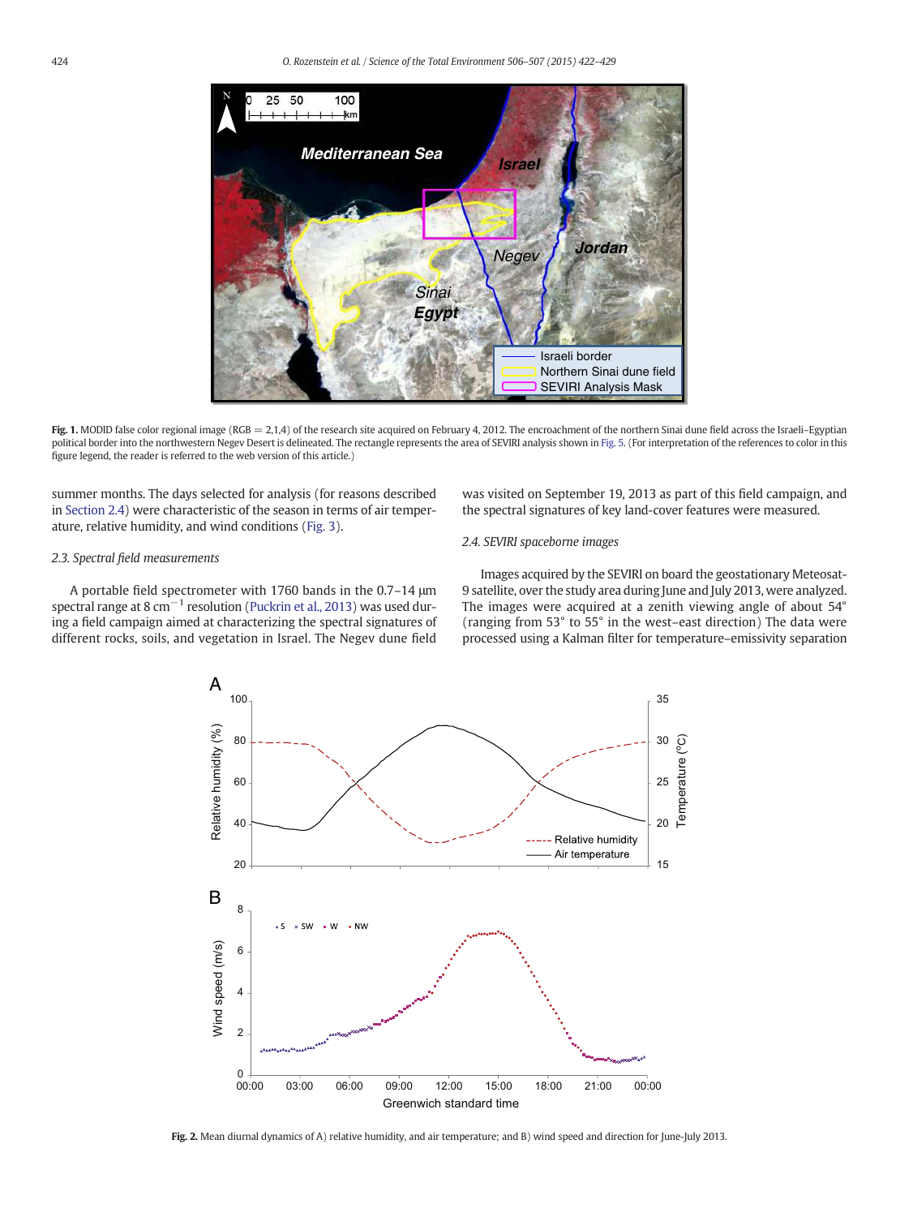**Fig. 1.** MODID false color regional image (RGB = 2,1,4) of the research site acquired on February 4, 2012. The encroachment of the northern Sinai dune field across the Israeli–Egyptian political border into the northwestern Negev Desert is delineated. The rectangle represents the area of SEVIRI analysis shown in Fig. 5. (For interpretation of the references to color in this figure legend, the reader is referred to the web version of this article.)

summer months. The days selected for analysis (for reasons described in Section 2.4) were characteristic of the season in terms of air temperature, relative humidity, and wind conditions (Fig. 3).

### 2.3. Spectral field measurements

A portable field spectrometer with 1760 bands in the 0.7–14 μm spectral range at 8 $cm^{-1}$ resolution (Puckrin et al., 2013) was used during a field campaign aimed at characterizing the spectral signatures of different rocks, soils, and vegetation in Israel. The Negev dune field was visited on September 19, 2013 as part of this field campaign, and the spectral signatures of key land-cover features were measured.

### 2.4. SEVIRI spaceborne images

Images acquired by the SEVIRI on board the geostationary Meteosat-9 satellite, over the study area during June and July 2013, were analyzed. The images were acquired at a zenith viewing angle of about 54° (ranging from 53° to 55° in the west–east direction) The data were processed using a Kalman filter for temperature–emissivity separation

**Fig. 2.** Mean diurnal dynamics of A) relative humidity, and air temperature; and B) wind speed and direction for June-July 2013.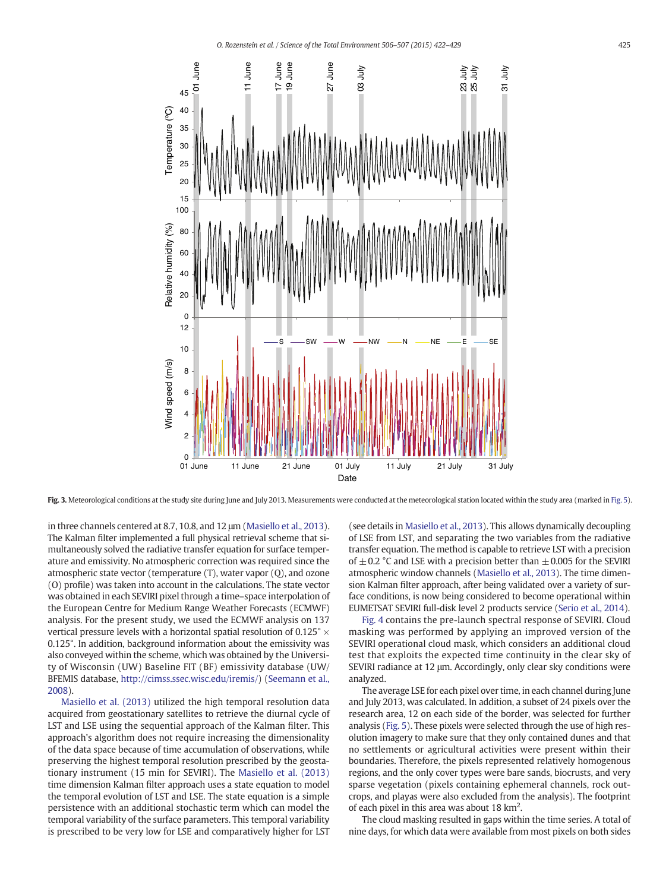**Fig. 3.** Meteorological conditions at the study site during June and July 2013. Measurements were conducted at the meteorological station located within the study area (marked in Fig. 5).

in three channels centered at 8.7, 10.8, and 12 μm (Masiello et al., 2013). The Kalman filter implemented a full physical retrieval scheme that simultaneously solved the radiative transfer equation for surface temperature and emissivity. No atmospheric correction was required since the atmospheric state vector (temperature (T), water vapor (Q), and ozone (O) profile) was taken into account in the calculations. The state vector was obtained in each SEVIRI pixel through a time–space interpolation of the European Centre for Medium Range Weather Forecasts (ECMWF) analysis. For the present study, we used the ECMWF analysis on 137 vertical pressure levels with a horizontal spatial resolution of 0.125° × 0.125°. In addition, background information about the emissivity was also conveyed within the scheme, which was obtained by the University of Wisconsin (UW) Baseline FIT (BF) emissivity database (UW/BFEMIS database, http://cimss.ssec.wisc.edu/iremis/) (Seemann et al., 2008).

Masiello et al. (2013) utilized the high temporal resolution data acquired from geostationary satellites to retrieve the diurnal cycle of LST and LSE using the sequential approach of the Kalman filter. This approach's algorithm does not require increasing the dimensionality of the data space because of time accumulation of observations, while preserving the highest temporal resolution prescribed by the geostationary instrument (15 min for SEVIRI). The Masiello et al. (2013) time dimension Kalman filter approach uses a state equation to model the temporal evolution of LST and LSE. The state equation is a simple persistence with an additional stochastic term which can model the temporal variability of the surface parameters. This temporal variability is prescribed to be very low for LSE and comparatively higher for LST (see details in Masiello et al., 2013). This allows dynamically decoupling of LSE from LST, and separating the two variables from the radiative transfer equation. The method is capable to retrieve LST with a precision of ±0.2 °C and LSE with a precision better than ±0.005 for the SEVIRI atmospheric window channels (Masiello et al., 2013). The time dimension Kalman filter approach, after being validated over a variety of surface conditions, is now being considered to become operational within EUMETSAT SEVIRI full-disk level 2 products service (Serio et al., 2014).

Fig. 4 contains the pre-launch spectral response of SEVIRI. Cloud masking was performed by applying an improved version of the SEVIRI operational cloud mask, which considers an additional cloud test that exploits the expected time continuity in the clear sky of SEVIRI radiance at 12 μm. Accordingly, only clear sky conditions were analyzed.

The average LSE for each pixel over time, in each channel during June and July 2013, was calculated. In addition, a subset of 24 pixels over the research area, 12 on each side of the border, was selected for further analysis (Fig. 5). These pixels were selected through the use of high resolution imagery to make sure that they only contained dunes and that no settlements or agricultural activities were present within their boundaries. Therefore, the pixels represented relatively homogenous regions, and the only cover types were bare sands, biocrusts, and very sparse vegetation (pixels containing ephemeral channels, rock outcrops, and playas were also excluded from the analysis). The footprint of each pixel in this area was about 18 km$^2$.

The cloud masking resulted in gaps within the time series. A total of nine days, for which data were available from most pixels on both sides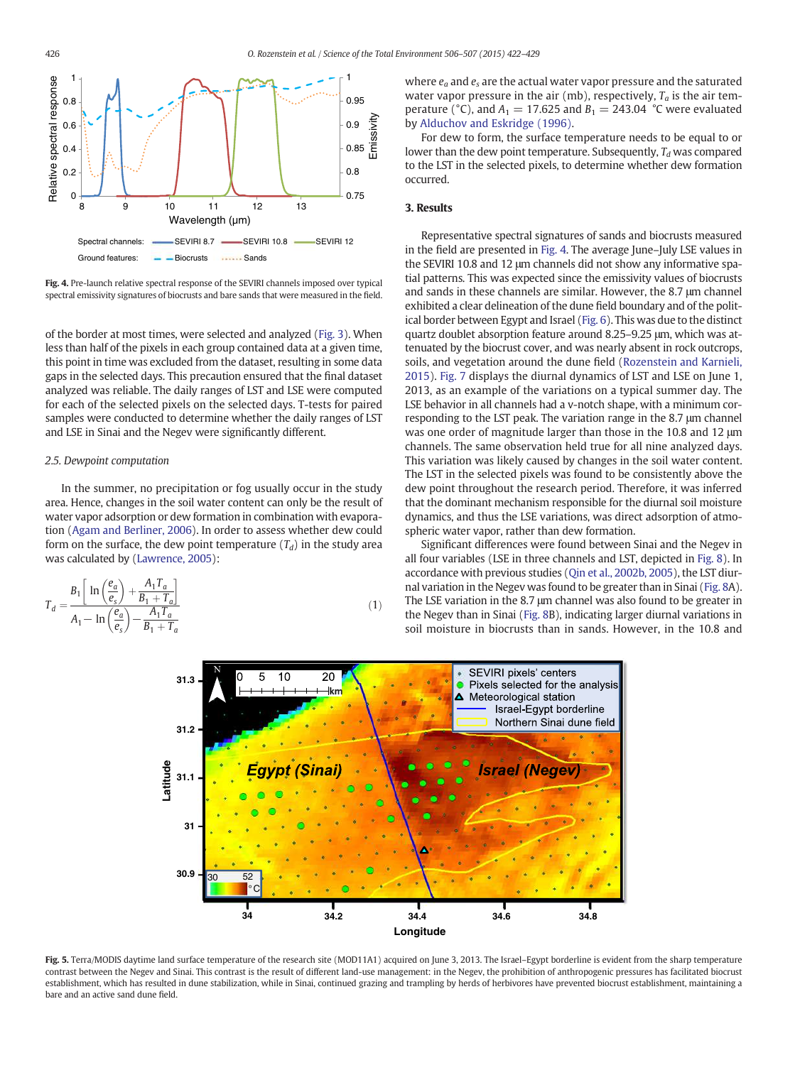of the border at most times, were selected and analyzed (Fig. 3). When less than half of the pixels in each group contained data at a given time, this point in time was excluded from the dataset, resulting in some data gaps in the selected days. This precaution ensured that the final dataset analyzed was reliable. The daily ranges of LST and LSE were computed for each of the selected pixels on the selected days. T-tests for paired samples were conducted to determine whether the daily ranges of LST and LSE in Sinai and the Negev were significantly different.

### 2.5. Dewpoint computation

In the summer, no precipitation or fog usually occur in the study area. Hence, changes in the soil water content can only be the result of water vapor adsorption or dew formation in combination with evaporation (Agam and Berliner, 2006). In order to assess whether dew could form on the surface, the dew point temperature ($T_d$) in the study area was calculated by (Lawrence, 2005):

$$T_d = \frac{B_1\left[\ln\left(\frac{e_a}{e_s}\right) + \frac{A_1 T_a}{B_1 + T_a}\right]}{A_1 - \ln\left(\frac{e_a}{e_s}\right) - \frac{A_1 T_a}{B_1 + T_a}} \quad (1)$$

where $e_a$ and $e_s$ are the actual water vapor pressure and the saturated water vapor pressure in the air (mb), respectively, $T_a$ is the air temperature (°C), and $A_1 = 17.625$ and $B_1 = 243.04$ °C were evaluated by Alduchov and Eskridge (1996).

For dew to form, the surface temperature needs to be equal to or lower than the dew point temperature. Subsequently, $T_d$ was compared to the LST in the selected pixels, to determine whether dew formation occurred.

## 3. Results

Representative spectral signatures of sands and biocrusts measured in the field are presented in Fig. 4. The average June–July LSE values in the SEVIRI 10.8 and 12 μm channels did not show any informative spatial patterns. This was expected since the emissivity values of biocrusts and sands in these channels are similar. However, the 8.7 μm channel exhibited a clear delineation of the dune field boundary and of the political border between Egypt and Israel (Fig. 6). This was due to the distinct quartz doublet absorption feature around 8.25–9.25 μm, which was attenuated by the biocrust cover, and was nearly absent in rock outcrops, soils, and vegetation around the dune field (Rozenstein and Karnieli, 2015). Fig. 7 displays the diurnal dynamics of LST and LSE on June 1, 2013, as an example of the variations on a typical summer day. The LSE behavior in all channels had a v-notch shape, with a minimum corresponding to the LST peak. The variation range in the 8.7 μm channel was one order of magnitude larger than those in the 10.8 and 12 μm channels. The same observation held true for all nine analyzed days. This variation was likely caused by changes in the soil water content. The LST in the selected pixels was found to be consistently above the dew point throughout the research period. Therefore, it was inferred that the dominant mechanism responsible for the diurnal soil moisture dynamics, and thus the LSE variations, was direct adsorption of atmospheric water vapor, rather than dew formation.

Significant differences were found between Sinai and the Negev in all four variables (LSE in three channels and LST, depicted in Fig. 8). In accordance with previous studies (Qin et al., 2002b, 2005), the LST diurnal variation in the Negev was found to be greater than in Sinai (Fig. 8A). The LSE variation in the 8.7 μm channel was also found to be greater in the Negev than in Sinai (Fig. 8B), indicating larger diurnal variations in soil moisture in biocrusts than in sands. However, in the 10.8 and

**Fig. 4.** Pre-launch relative spectral response of the SEVIRI channels imposed over typical spectral emissivity signatures of biocrusts and bare sands that were measured in the field.

**Fig. 5.** Terra/MODIS daytime land surface temperature of the research site (MOD11A1) acquired on June 3, 2013. The Israel–Egypt borderline is evident from the sharp temperature contrast between the Negev and Sinai. This contrast is the result of different land-use management: in the Negev, the prohibition of anthropogenic pressures has facilitated biocrust establishment, which has resulted in dune stabilization, while in Sinai, continued grazing and trampling by herds of herbivores have prevented biocrust establishment, maintaining a bare and an active sand dune field.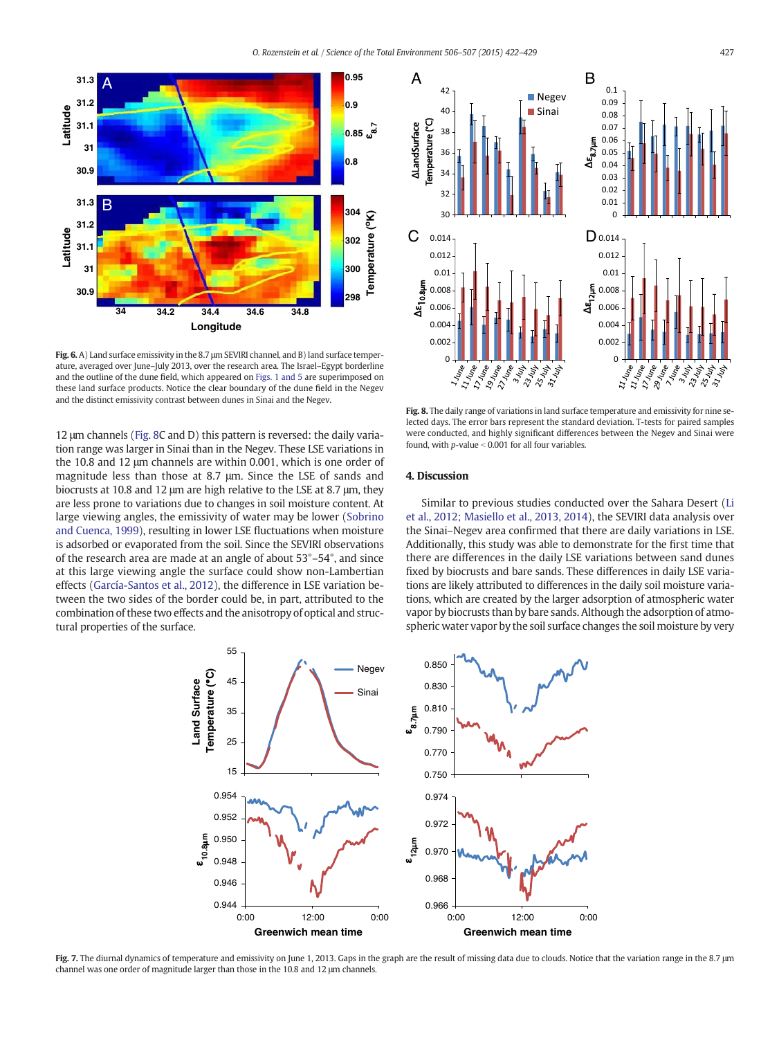**Fig. 6.** A) Land surface emissivity in the 8.7 μm SEVIRI channel, and B) land surface temperature, averaged over June–July 2013, over the research area. The Israel–Egypt borderline and the outline of the dune field, which appeared on Figs. 1 and 5 are superimposed on these land surface products. Notice the clear boundary of the dune field in the Negev and the distinct emissivity contrast between dunes in Sinai and the Negev.

12 μm channels (Fig. 8C and D) this pattern is reversed: the daily variation range was larger in Sinai than in the Negev. These LSE variations in the 10.8 and 12 μm channels are within 0.001, which is one order of magnitude less than those at 8.7 μm. Since the LSE of sands and biocrusts at 10.8 and 12 μm are high relative to the LSE at 8.7 μm, they are less prone to variations due to changes in soil moisture content. At large viewing angles, the emissivity of water may be lower (Sobrino and Cuenca, 1999), resulting in lower LSE fluctuations when moisture is adsorbed or evaporated from the soil. Since the SEVIRI observations of the research area are made at an angle of about 53°–54°, and since at this large viewing angle the surface could show non-Lambertian effects (García-Santos et al., 2012), the difference in LSE variation between the two sides of the border could be, in part, attributed to the combination of these two effects and the anisotropy of optical and structural properties of the surface.

**Fig. 8.** The daily range of variations in land surface temperature and emissivity for nine selected days. The error bars represent the standard deviation. T-tests for paired samples were conducted, and highly significant differences between the Negev and Sinai were found, with $p$-value < 0.001 for all four variables.

## 4. Discussion

Similar to previous studies conducted over the Sahara Desert (Li et al., 2012; Masiello et al., 2013, 2014), the SEVIRI data analysis over the Sinai–Negev area confirmed that there are daily variations in LSE. Additionally, this study was able to demonstrate for the first time that there are differences in the daily LSE variations between sand dunes fixed by biocrusts and bare sands. These differences in daily LSE variations are likely attributed to differences in the daily soil moisture variations, which are created by the larger adsorption of atmospheric water vapor by biocrusts than by bare sands. Although the adsorption of atmospheric water vapor by the soil surface changes the soil moisture by very

**Fig. 7.** The diurnal dynamics of temperature and emissivity on June 1, 2013. Gaps in the graph are the result of missing data due to clouds. Notice that the variation range in the 8.7 μm channel was one order of magnitude larger than those in the 10.8 and 12 μm channels.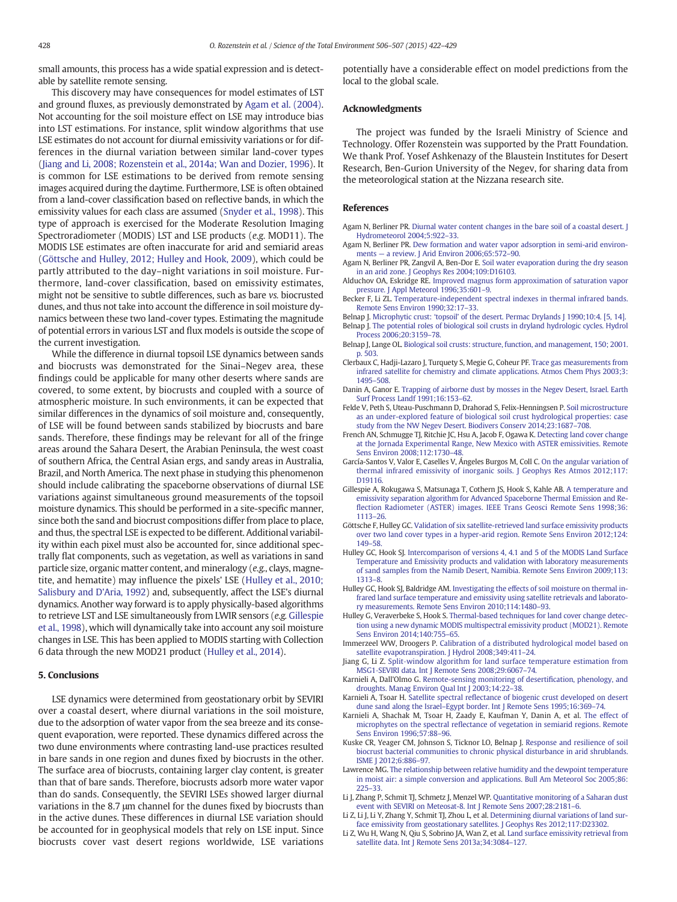small amounts, this process has a wide spatial expression and is detectable by satellite remote sensing.

This discovery may have consequences for model estimates of LST and ground fluxes, as previously demonstrated by Agam et al. (2004). Not accounting for the soil moisture effect on LSE may introduce bias into LST estimations. For instance, split window algorithms that use LSE estimates do not account for diurnal emissivity variations or for differences in the diurnal variation between similar land-cover types (Jiang and Li, 2008; Rozenstein et al., 2014a; Wan and Dozier, 1996). It is common for LSE estimations to be derived from remote sensing images acquired during the daytime. Furthermore, LSE is often obtained from a land-cover classification based on reflective bands, in which the emissivity values for each class are assumed (Snyder et al., 1998). This type of approach is exercised for the Moderate Resolution Imaging Spectroradiometer (MODIS) LST and LSE products (*e.g.* MOD11). The MODIS LSE estimates are often inaccurate for arid and semiarid areas (Göttsche and Hulley, 2012; Hulley and Hook, 2009), which could be partly attributed to the day–night variations in soil moisture. Furthermore, land-cover classification, based on emissivity estimates, might not be sensitive to subtle differences, such as bare *vs.* biocrusted dunes, and thus not take into account the difference in soil moisture dynamics between these two land-cover types. Estimating the magnitude of potential errors in various LST and flux models is outside the scope of the current investigation.

While the difference in diurnal topsoil LSE dynamics between sands and biocrusts was demonstrated for the Sinai–Negev area, these findings could be applicable for many other deserts where sands are covered, to some extent, by biocrusts and coupled with a source of atmospheric moisture. In such environments, it can be expected that similar differences in the dynamics of soil moisture and, consequently, of LSE will be found between sands stabilized by biocrusts and bare sands. Therefore, these findings may be relevant for all of the fringe areas around the Sahara Desert, the Arabian Peninsula, the west coast of southern Africa, the Central Asian ergs, and sandy areas in Australia, Brazil, and North America. The next phase in studying this phenomenon should include calibrating the spaceborne observations of diurnal LSE variations against simultaneous ground measurements of the topsoil moisture dynamics. This should be performed in a site-specific manner, since both the sand and biocrust compositions differ from place to place, and thus, the spectral LSE is expected to be different. Additional variability within each pixel must also be accounted for, since additional spectrally flat components, such as vegetation, as well as variations in sand particle size, organic matter content, and mineralogy (*e.g.*, clays, magnetite, and hematite) may influence the pixels' LSE (Hulley et al., 2010; Salisbury and D'Aria, 1992) and, subsequently, affect the LSE's diurnal dynamics. Another way forward is to apply physically-based algorithms to retrieve LST and LSE simultaneously from LWIR sensors (*e.g.* Gillespie et al., 1998), which will dynamically take into account any soil moisture changes in LSE. This has been applied to MODIS starting with Collection 6 data through the new MOD21 product (Hulley et al., 2014).

## 5. Conclusions

LSE dynamics were determined from geostationary orbit by SEVIRI over a coastal desert, where diurnal variations in the soil moisture, due to the adsorption of water vapor from the sea breeze and its consequent evaporation, were reported. These dynamics differed across the two dune environments where contrasting land-use practices resulted in bare sands in one region and dunes fixed by biocrusts in the other. The surface area of biocrusts, containing larger clay content, is greater than that of bare sands. Therefore, biocrusts adsorb more water vapor than do sands. Consequently, the SEVIRI LSEs showed larger diurnal variations in the 8.7 μm channel for the dunes fixed by biocrusts than in the active dunes. These differences in diurnal LSE variation should be accounted for in geophysical models that rely on LSE input. Since biocrusts cover vast desert regions worldwide, LSE variations potentially have a considerable effect on model predictions from the local to the global scale.

## Acknowledgments

The project was funded by the Israeli Ministry of Science and Technology. Offer Rozenstein was supported by the Pratt Foundation. We thank Prof. Yosef Ashkenazy of the Blaustein Institutes for Desert Research, Ben-Gurion University of the Negev, for sharing data from the meteorological station at the Nizzana research site.

## References

Agam N, Berliner PR. Diurnal water content changes in the bare soil of a coastal desert. J Hydrometeorol 2004;5:922–33.

Agam N, Berliner PR. Dew formation and water vapor adsorption in semi-arid environments — a review. J Arid Environ 2006;65:572–90.

Agam N, Berliner PR, Zangvil A, Ben-Dor E. Soil water evaporation during the dry season in an arid zone. J Geophys Res 2004;109:D16103.

Alduchov OA, Eskridge RE. Improved magnus form approximation of saturation vapor pressure. J Appl Meteorol 1996;35:601–9.

Becker F, Li ZL. Temperature-independent spectral indexes in thermal infrared bands. Remote Sens Environ 1990;32:17–33.

Belnap J. Microphytic crust: 'topsoil' of the desert. Permac Drylands J 1990;10:4. [5, 14].

Belnap J. The potential roles of biological soil crusts in dryland hydrologic cycles. Hydrol Process 2006;20:3159–78.

Belnap J, Lange OL. Biological soil crusts: structure, function, and management, 150; 2001. p. 503.

Clerbaux C, Hadji-Lazaro J, Turquety S, Megie G, Coheur PF. Trace gas measurements from infrared satellite for chemistry and climate applications. Atmos Chem Phys 2003;3:1495–508.

Danin A, Ganor E. Trapping of airborne dust by mosses in the Negev Desert, Israel. Earth Surf Process Landf 1991;16:153–62.

Felde V, Peth S, Uteau-Puschmann D, Drahorad S, Felix-Henningsen P. Soil microstructure as an under-explored feature of biological soil crust hydrological properties: case study from the NW Negev Desert. Biodivers Conserv 2014;23:1687–708.

French AN, Schmugge TJ, Ritchie JC, Hsu A, Jacob F, Ogawa K. Detecting land cover change at the Jornada Experimental Range, New Mexico with ASTER emissivities. Remote Sens Environ 2008;112:1730–48.

García-Santos V, Valor E, Caselles V, Ángeles Burgos M, Coll C. On the angular variation of thermal infrared emissivity of inorganic soils. J Geophys Res Atmos 2012;117:D19116.

Gillespie A, Rokugawa S, Matsunaga T, Cothern JS, Hook S, Kahle AB. A temperature and emissivity separation algorithm for Advanced Spaceborne Thermal Emission and Reflection Radiometer (ASTER) images. IEEE Trans Geosci Remote Sens 1998;36:1113–26.

Göttsche F, Hulley GC. Validation of six satellite-retrieved land surface emissivity products over two land cover types in a hyper-arid region. Remote Sens Environ 2012;124:149–58.

Hulley GC, Hook SJ. Intercomparison of versions 4, 4.1 and 5 of the MODIS Land Surface Temperature and Emissivity products and validation with laboratory measurements of sand samples from the Namib Desert, Namibia. Remote Sens Environ 2009;113:1313–8.

Hulley GC, Hook SJ, Baldridge AM. Investigating the effects of soil moisture on thermal infrared land surface temperature and emissivity using satellite retrievals and laboratory measurements. Remote Sens Environ 2010;114:1480–93.

Hulley G, Veraverbeke S, Hook S. Thermal-based techniques for land cover change detection using a new dynamic MODIS multispectral emissivity product (MOD21). Remote Sens Environ 2014;140:755–65.

Immerzeel WW, Droogers P. Calibration of a distributed hydrological model based on satellite evapotranspiration. J Hydrol 2008;349:411–24.

Jiang G, Li Z. Split-window algorithm for land surface temperature estimation from MSG1-SEVIRI data. Int J Remote Sens 2008;29:6067–74.

Karnieli A, Dall'Olmo G. Remote-sensing monitoring of desertification, phenology, and droughts. Manag Environ Qual Int J 2003;14:22–38.

Karnieli A, Tsoar H. Satellite spectral reflectance of biogenic crust developed on desert dune sand along the Israel–Egypt border. Int J Remote Sens 1995;16:369–74.

Karnieli A, Shachak M, Tsoar H, Zaady E, Kaufman Y, Danin A, et al. The effect of microphytes on the spectral reflectance of vegetation in semiarid regions. Remote Sens Environ 1996;57:88–96.

Kuske CR, Yeager CM, Johnson S, Ticknor LO, Belnap J. Response and resilience of soil biocrust bacterial communities to chronic physical disturbance in arid shrublands. ISME J 2012;6:886–97.

Lawrence MG. The relationship between relative humidity and the dewpoint temperature in moist air: a simple conversion and applications. Bull Am Meteorol Soc 2005;86:225–33.

Li J, Zhang P, Schmit TJ, Schmetz J, Menzel WP. Quantitative monitoring of a Saharan dust event with SEVIRI on Meteosat-8. Int J Remote Sens 2007;28:2181–6.

Li Z, Li J, Li Y, Zhang Y, Schmit TJ, Zhou L, et al. Determining diurnal variations of land surface emissivity from geostationary satellites. J Geophys Res 2012;117:D23302.

Li Z, Wu H, Wang N, Qiu S, Sobrino JA, Wan Z, et al. Land surface emissivity retrieval from satellite data. Int J Remote Sens 2013a;34:3084–127.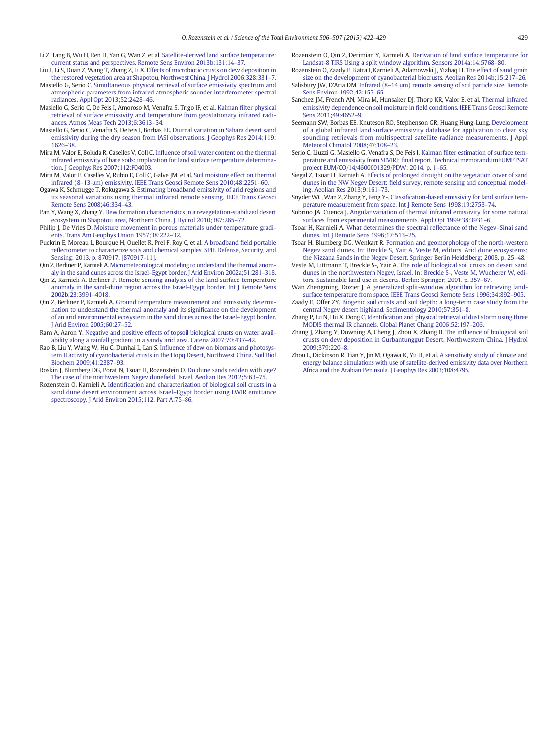Li Z, Tang B, Wu H, Ren H, Yan G, Wan Z, et al. Satellite-derived land surface temperature: current status and perspectives. Remote Sens Environ 2013b;131:14–37.

Liu L, Li S, Duan Z, Wang T, Zhang Z, Li X. Effects of microbiotic crusts on dew deposition in the restored vegetation area at Shapotou, Northwest China. J Hydrol 2006;328:331–7.

Masiello G, Serio C. Simultaneous physical retrieval of surface emissivity spectrum and atmospheric parameters from infrared atmospheric sounder interferometer spectral radiances. Appl Opt 2013;52:2428–46.

Masiello G, Serio C, De Feis I, Amoroso M, Venafra S, Trigo IF, et al. Kalman filter physical retrieval of surface emissivity and temperature from geostationary infrared radiances. Atmos Meas Tech 2013;6:3613–34.

Masiello G, Serio C, Venafra S, DeFeis I, Borbas EE. Diurnal variation in Sahara desert sand emissivity during the dry season from IASI observations. J Geophys Res 2014;119:1626–38.

Mira M, Valor E, Boluda R, Caselles V, Coll C. Influence of soil water content on the thermal infrared emissivity of bare soils: implication for land surface temperature determination. J Geophys Res 2007;112:F04003.

Mira M, Valor E, Caselles V, Rubio E, Coll C, Galve JM, et al. Soil moisture effect on thermal infrared (8–13-μm) emissivity. IEEE Trans Geosci Remote Sens 2010;48:2251–60.

Ogawa K, Schmugge T, Rokugawa S. Estimating broadband emissivity of arid regions and its seasonal variations using thermal infrared remote sensing. IEEE Trans Geosci Remote Sens 2008;46:334–43.

Pan Y, Wang X, Zhang Y. Dew formation characteristics in a revegetation-stabilized desert ecosystem in Shapotou area, Northern China. J Hydrol 2010;387:265–72.

Philip J, De Vries D. Moisture movement in porous materials under temperature gradients. Trans Am Geophys Union 1957;38:222–32.

Puckrin E, Moreau L, Bourque H, Ouellet R, Prel F, Roy C, et al. A broadband field portable reflectometer to characterize soils and chemical samples. SPIE Defense, Security, and Sensing; 2013. p. 870917. [870917-11].

Qin Z, Berliner P, Karnieli A. Micrometeorological modeling to understand the thermal anomaly in the sand dunes across the Israel–Egypt border. J Arid Environ 2002a;51:281–318.

Qin Z, Karnieli A, Berliner P. Remote sensing analysis of the land surface temperature anomaly in the sand-dune region across the Israel–Egypt border. Int J Remote Sens 2002b;23:3991–4018.

Qin Z, Berliner P, Karnieli A. Ground temperature measurement and emissivity determination to understand the thermal anomaly and its significance on the development of an arid environmental ecosystem in the sand dunes across the Israel–Egypt border. J Arid Environ 2005;60:27–52.

Ram A, Aaron Y. Negative and positive effects of topsoil biological crusts on water availability along a rainfall gradient in a sandy arid area. Catena 2007;70:437–42.

Rao B, Liu Y, Wang W, Hu C, Dunhai L, Lan S. Influence of dew on biomass and photosystem II activity of cyanobacterial crusts in the Hopq Desert, Northwest China. Soil Biol Biochem 2009;41:2387–93.

Roskin J, Blumberg DG, Porat N, Tsoar H, Rozenstein O. Do dune sands redden with age? The case of the northwestern Negev dunefield, Israel. Aeolian Res 2012;5:63–75.

Rozenstein O, Karnieli A. Identification and characterization of biological soil crusts in a sand dune desert environment across Israel–Egypt border using LWIR emittance spectroscopy. J Arid Environ 2015;112, Part A:75–86.

Rozenstein O, Qin Z, Derimian Y, Karnieli A. Derivation of land surface temperature for Landsat-8 TIRS Using a split window algorithm. Sensors 2014a;14:5768–80.

Rozenstein O, Zaady E, Katra I, Karnieli A, Adamowski J, Yizhaq H. The effect of sand grain size on the development of cyanobacterial biocrusts. Aeolian Res 2014b;15:217–26.

Salisbury JW, D'Aria DM. Infrared (8–14 μm) remote sensing of soil particle size. Remote Sens Environ 1992;42:157–65.

Sanchez JM, French AN, Mira M, Hunsaker DJ, Thorp KR, Valor E, et al. Thermal infrared emissivity dependence on soil moisture in field conditions. IEEE Trans Geosci Remote Sens 2011;49:4652–9.

Seemann SW, Borbas EE, Knuteson RO, Stephenson GR, Huang Hung-Lung. Development of a global infrared land surface emissivity database for application to clear sky sounding retrievals from multispectral satellite radiance measurements. J Appl Meteorol Climatol 2008;47:108–23.

Serio C, Liuzzi G, Masiello G, Venafra S, De Feis I. Kalman filter estimation of surface temperature and emissivity from SEVIRI: final report. Technical memorandumEUMETSAT project EUM/CO/14/4600001329/PDW; 2014. p. 1–65.

Siegal Z, Tsoar H, Karnieli A. Effects of prolonged drought on the vegetation cover of sand dunes in the NW Negev Desert: field survey, remote sensing and conceptual modeling. Aeolian Res 2013;9:161–73.

Snyder WC, Wan Z, Zhang Y, Feng Y-. Classification-based emissivity for land surface temperature measurement from space. Int J Remote Sens 1998;19:2753–74.

Sobrino JA, Cuenca J. Angular variation of thermal infrared emissivity for some natural surfaces from experimental measurements. Appl Opt 1999;38:3931–6.

Tsoar H, Karnieli A. What determines the spectral reflectance of the Negev–Sinai sand dunes. Int J Remote Sens 1996;17:513–25.

Tsoar H, Blumberg DG, Wenkart R. Formation and geomorphology of the north-western Negev sand dunes. In: Breckle S, Yair A, Veste M, editors. Arid dune ecosystems: the Nizzana Sands in the Negev Desert. Springer Berlin Heidelberg; 2008. p. 25–48.

Veste M, Littmann T, Breckle S-, Yair A. The role of biological soil crusts on desert sand dunes in the northwestern Negev, Israel. In: Breckle S-, Veste M, Wucherer W, editors. Sustainable land use in deserts. Berlin: Springer; 2001. p. 357–67.

Wan Zhengming, Dozier J. A generalized split-window algorithm for retrieving land-surface temperature from space. IEEE Trans Geosci Remote Sens 1996;34:892–905.

Zaady E, Offer ZY. Biogenic soil crusts and soil depth: a long-term case study from the central Negev desert highland. Sedimentology 2010;57:351–8.

Zhang P, Lu N, Hu X, Dong C. Identification and physical retrieval of dust storm using three MODIS thermal IR channels. Global Planet Chang 2006;52:197–206.

Zhang J, Zhang Y, Downing A, Cheng J, Zhou X, Zhang B. The influence of biological soil crusts on dew deposition in Gurbantunggut Desert, Northwestern China. J Hydrol 2009;379:220–8.

Zhou L, Dickinson R, Tian Y, Jin M, Ogawa K, Yu H, et al. A sensitivity study of climate and energy balance simulations with use of satellite-derived emissivity data over Northern Africa and the Arabian Peninsula. J Geophys Res 2003;108:4795.